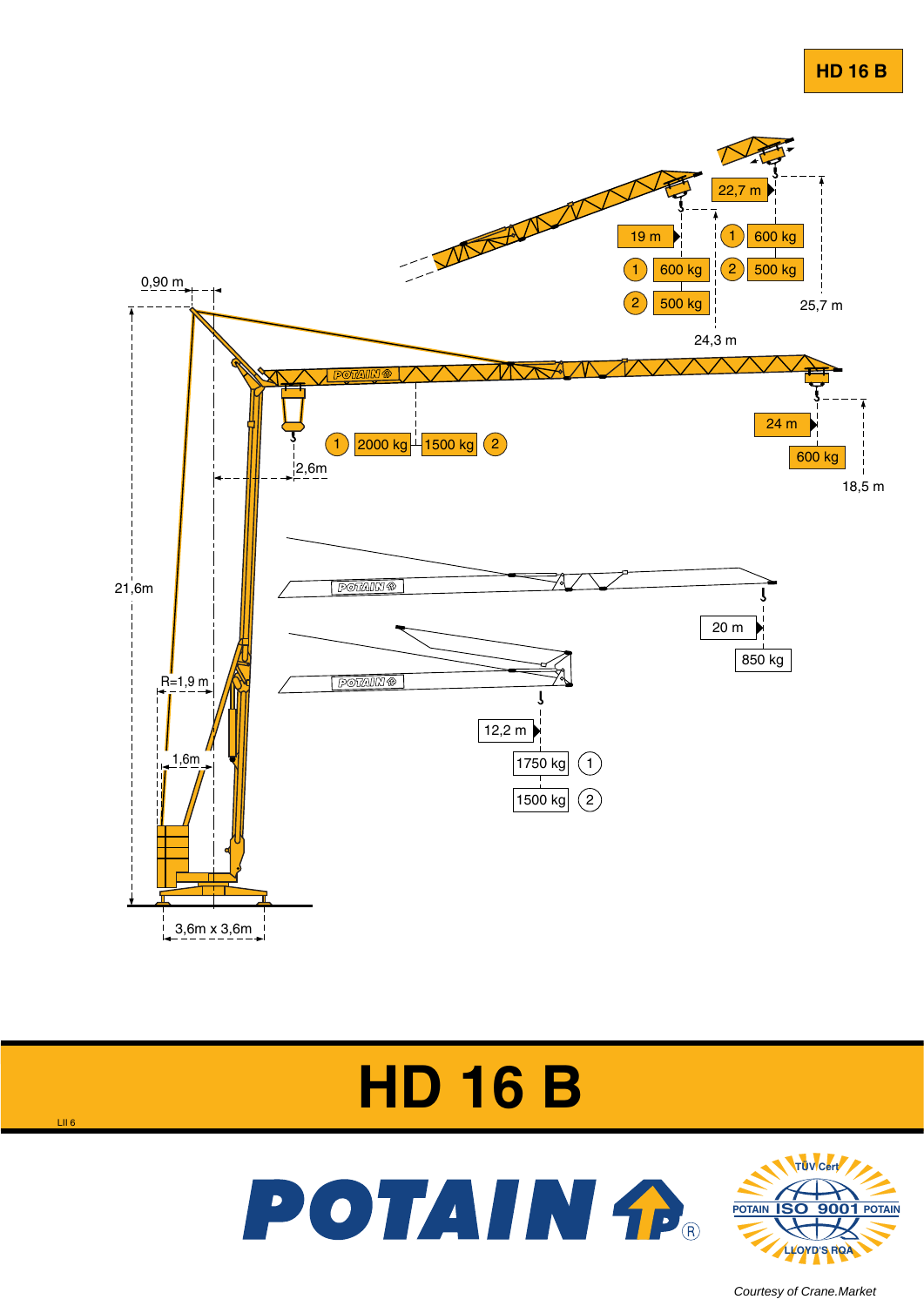# HD 16 B

22,7 m

19 m

① 600 kg
② 500 kg

① 600 kg
② 500 kg

25,7 m

24,3 m

0,90 m

① 2000 kg
1500 kg ②

2,6m

24 m

600 kg

18,5 m

21,6m

20 m

850 kg

R=1,9 m

12,2 m

1750 kg ①

1500 kg ②

1,6m

3,6m x 3,6m

# HD 16 B

LII 6

POTAIN

TÜV Cert POTAIN ISO 9001 POTAIN LLOYD'S RQA

*Courtesy of Crane.Market*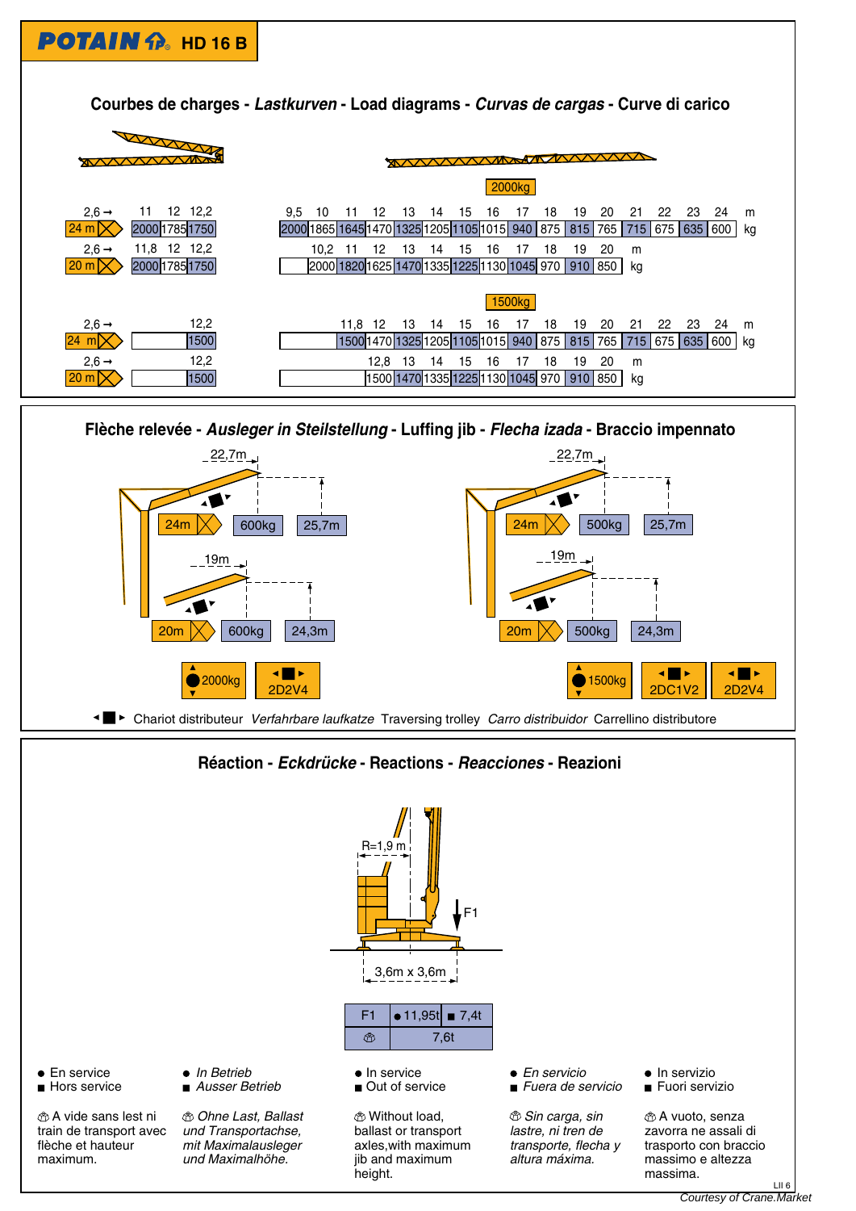**POTAIN HD 16 B**

## Courbes de charges - *Lastkurven* - Load diagrams - *Curvas de cargas* - Curve di carico

### 2000kg

| Jib | 2,6 → | 11 | 12 | 12,2 | |
|---|---|---|---|---|---|
| 24 m | | 2000 | 1785 | 1750 | kg |

| Jib | 2,6 → | 11,8 | 12 | 12,2 | |
|---|---|---|---|---|---|
| 20 m | | 2000 | 1785 | 1750 | kg |

| Jib | 9,5 | 10 | 11 | 12 | 13 | 14 | 15 | 16 | 17 | 18 | 19 | 20 | 21 | 22 | 23 | 24 | m |
|---|---|---|---|---|---|---|---|---|---|---|---|---|---|---|---|---|---|
| 24 m | 2000 | 1865 | 1645 | 1470 | 1325 | 1205 | 1105 | 1015 | 940 | 875 | 815 | 765 | 715 | 675 | 635 | 600 | kg |

| Jib | 10,2 | 11 | 12 | 13 | 14 | 15 | 16 | 17 | 18 | 19 | 20 | m |
|---|---|---|---|---|---|---|---|---|---|---|---|---|
| 20 m | 2000 | 1820 | 1625 | 1470 | 1335 | 1225 | 1130 | 1045 | 970 | 910 | 850 | kg |

### 1500kg

| Jib | 2,6 → | 12,2 | |
|---|---|---|---|
| 24 m | | 1500 | kg |
| 20 m | | 1500 | kg |

| Jib | 11,8 | 12 | 13 | 14 | 15 | 16 | 17 | 18 | 19 | 20 | 21 | 22 | 23 | 24 | m |
|---|---|---|---|---|---|---|---|---|---|---|---|---|---|---|---|
| 24 m | 1500 | 1470 | 1325 | 1205 | 1105 | 1015 | 940 | 875 | 815 | 765 | 715 | 675 | 635 | 600 | kg |

| Jib | 12,8 | 13 | 14 | 15 | 16 | 17 | 18 | 19 | 20 | m |
|---|---|---|---|---|---|---|---|---|---|---|
| 20 m | 1500 | 1470 | 1335 | 1225 | 1130 | 1045 | 970 | 910 | 850 | kg |

## Flèche relevée - *Ausleger in Steilstellung* - Luffing jib - *Flecha izada* - Braccio impennato

| | Jib | Radius | Load | Height |
|---|---|---|---|---|
| 2000kg, 2D2V4 | 24m | 22,7m | 600kg | 25,7m |
| 2000kg, 2D2V4 | 20m | 19m | 600kg | 24,3m |
| 1500kg, 2DC1V2, 2D2V4 | 24m | 22,7m | 500kg | 25,7m |
| 1500kg, 2DC1V2, 2D2V4 | 20m | 19m | 500kg | 24,3m |

◄■► Chariot distributeur *Verfahrbare laufkatze* Traversing trolley *Carro distribuidor* Carrellino distributore

## Réaction - *Eckdrücke* - Reactions - *Reacciones* - Reazioni

R=1,9 m

3,6m x 3,6m

| F1 | ● 11,95t | ■ 7,4t |
|---|---|---|
| ⛑ | 7,6t | |

● En service
■ Hors service

● *In Betrieb*
■ *Ausser Betrieb*

● In service
■ Out of service

● *En servicio*
■ *Fuera de servicio*

● In servizio
■ Fuori servizio

⛑ A vide sans lest ni train de transport avec flèche et hauteur maximum.

⛑ *Ohne Last, Ballast und Transportachse, mit Maximalausleger und Maximalhöhe.*

⛑ Without load, ballast or transport axles,with maximum jib and maximum height.

⛑ *Sin carga, sin lastre, ni tren de transporte, flecha y altura máxima.*

⛑ A vuoto, senza zavorra ne assali di trasporto con braccio massimo e altezza massima.

LII 6

*Courtesy of Crane.Market*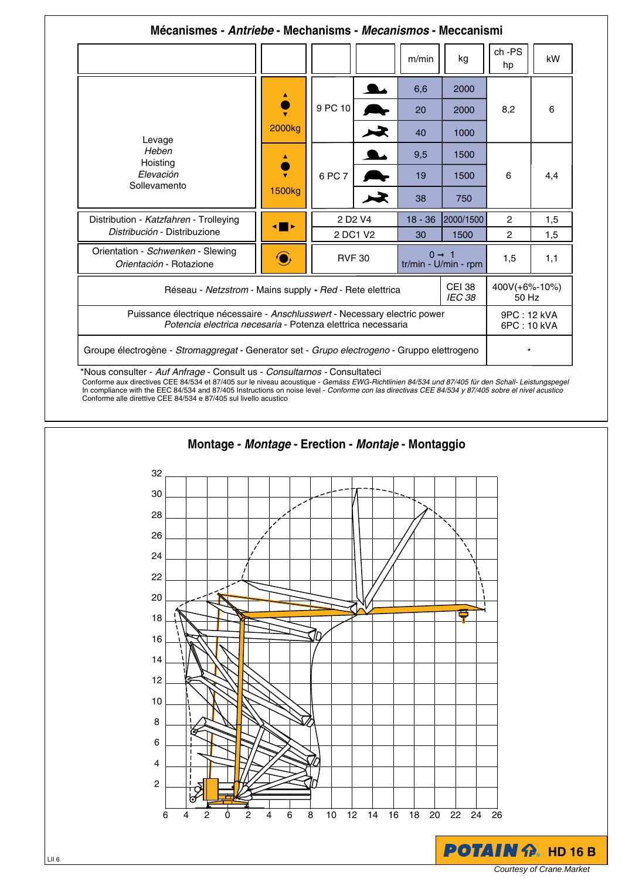## Mécanismes - *Antriebe* - Mechanisms - *Mecanismos* - Meccanismi

| | | | | m/min | kg | ch -PS hp | kW |
|---|---|---|---|---|---|---|---|
| Levage *Heben* Hoisting *Elevación* Sollevamento | 2000kg | 9 PC 10 | | 6,6 | 2000 | 8,2 | 6 |
| | | | | 20 | 2000 | | |
| | | | | 40 | 1000 | | |
| | 1500kg | 6 PC 7 | | 9,5 | 1500 | 6 | 4,4 |
| | | | | 19 | 1500 | | |
| | | | | 38 | 750 | | |
| Distribution - *Katzfahren* - Trolleying *Distribución* - Distribuzione | | 2 D2 V4 | | 18 - 36 | 2000/1500 | 2 | 1,5 |
| | | 2 DC1 V2 | | 30 | 1500 | 2 | 1,5 |
| Orientation - *Schwenken* - Slewing *Orientación* - Rotazione | | RVF 30 | | 0 → 1 tr/min - U/min - rpm | | 1,5 | 1,1 |

| | | |
|---|---|---|
| Réseau - *Netzstrom* - Mains supply - *Red* - Rete elettrica | CEI 38 *IEC 38* | 400V(+6%-10%) 50 Hz |
| Puissance électrique nécessaire - *Anschlusswert* - Necessary electric power *Potencia electrica necesaria* - Potenza elettrica necessaria | | 9PC : 12 kVA 6PC : 10 kVA |
| Groupe électrogène - *Stromaggregat* - Generator set - *Grupo electrogeno* - Gruppo elettrogeno | | * |

*Nous consulter - *Auf Anfrage* - Consult us - *Consultarnos* - Consultateci

Conforme aux directives CEE 84/534 et 87/405 sur le niveau acoustique - *Gemäss EWG-Richtlinien 84/534 und 87/405 für den Schall- Leistungspegel*
In compliance with the EEC 84/534 and 87/405 Instructions on noise level - *Conforme con las directivas CEE 84/534 y 87/405 sobre el nivel acustico*
Conforme alle direttive CEE 84/534 e 87/405 sul livello acustico

## Montage - *Montage* - Erection - *Montaje* - Montaggio

POTAIN HD 16 B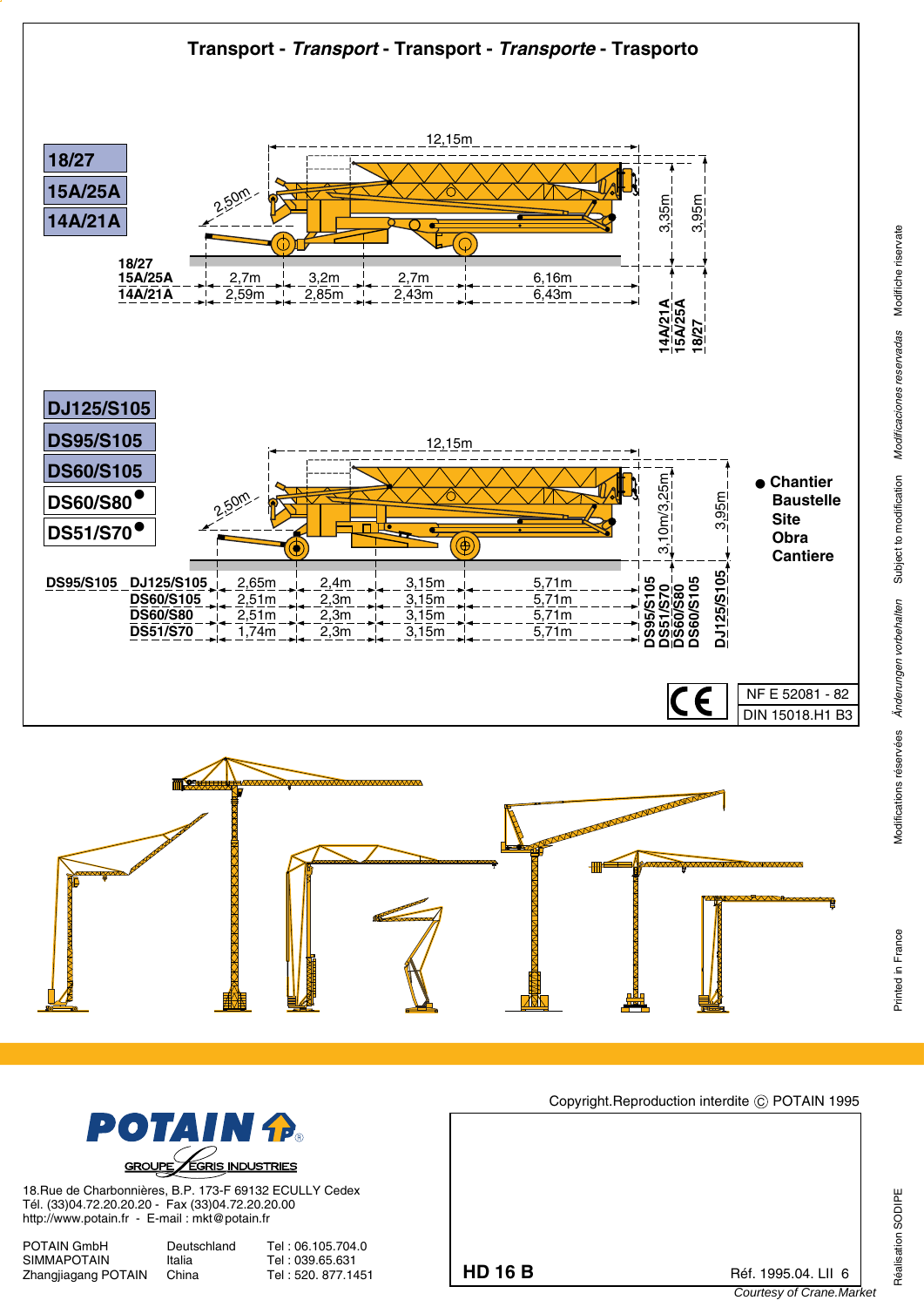# Transport - *Transport* - Transport - *Transporte* - Trasporto

**18/27**
**15A/25A**
**14A/21A**

12,15m
2,50m
3,35m
3,95m

| | | | | |
|---|---|---|---|---|
| 18/27, 15A/25A | 2,7m | 3,2m | 2,7m | 6,16m |
| 14A/21A | 2,59m | 2,85m | 2,43m | 6,43m |

14A/21A
15A/25A
18/27

**DJ125/S105**
**DS95/S105**
**DS60/S105**
**DS60/S80** ●
**DS51/S70** ●

12,15m
2,50m
3,10m/3,25m
3,95m

● Chantier
Baustelle
Site
Obra
Cantiere

| | | | | |
|---|---|---|---|---|
| DS95/S105, DJ125/S105 | 2,65m | 2,4m | 3,15m | 5,71m |
| DS60/S105 | 2,51m | 2,3m | 3,15m | 5,71m |
| DS60/S80 | 2,51m | 2,3m | 3,15m | 5,71m |
| DS51/S70 | 1,74m | 2,3m | 3,15m | 5,71m |

DS95/S105
DS51/S70
DS60/S80
DS60/S105
DJ125/S105

CE

NF E 52081 - 82
DIN 15018.H1 B3

Modifiche riservate - *Modificaciones reservadas* - Subject to modification - *Änderungen vorbehalten* - Modifications réservées

Printed in France

Copyright.Reproduction interdite © POTAIN 1995

**POTAIN**
GROUPE LEGRIS INDUSTRIES

18.Rue de Charbonnières, B.P. 173-F 69132 ECULLY Cedex
Tél. (33)04.72.20.20.20 - Fax (33)04.72.20.20.00
http://www.potain.fr - E-mail : mkt@potain.fr

| | | |
|---|---|---|
| POTAIN GmbH | Deutschland | Tel : 06.105.704.0 |
| SIMMAPOTAIN | Italia | Tel : 039.65.631 |
| Zhangjiagang POTAIN | China | Tel : 520. 877.1451 |

**HD 16 B**

Réf. 1995.04. LII 6

Réalisation SODIPE

*Courtesy of Crane.Market*